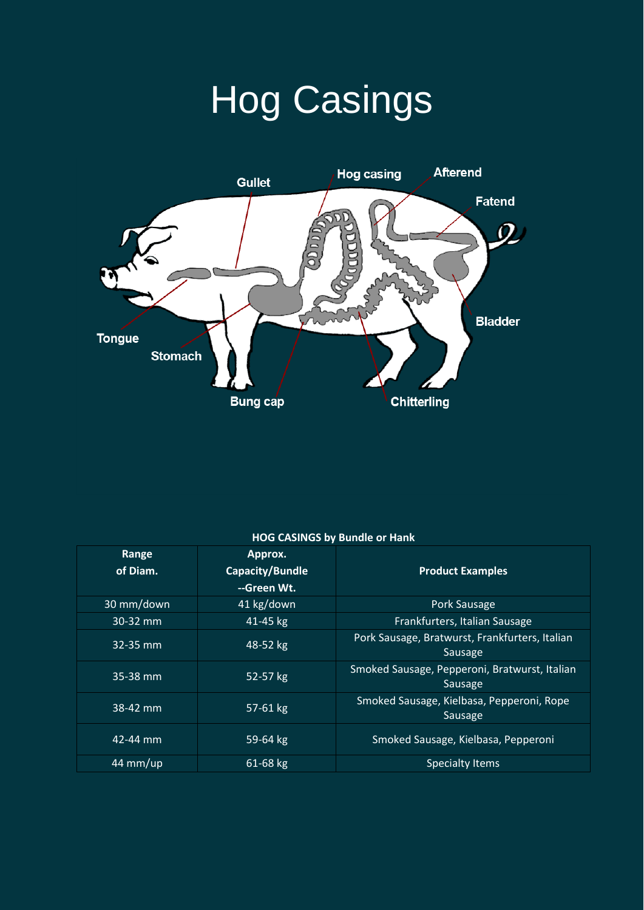# Hog Casings

**HOG CASINGS by Bundle or Hank**

| Range of Diam. | Approx. Capacity/Bundle --Green Wt. | Product Examples |
|---|---|---|
| 30 mm/down | 41 kg/down | Pork Sausage |
| 30-32 mm | 41-45 kg | Frankfurters, Italian Sausage |
| 32-35 mm | 48-52 kg | Pork Sausage, Bratwurst, Frankfurters, Italian Sausage |
| 35-38 mm | 52-57 kg | Smoked Sausage, Pepperoni, Bratwurst, Italian Sausage |
| 38-42 mm | 57-61 kg | Smoked Sausage, Kielbasa, Pepperoni, Rope Sausage |
| 42-44 mm | 59-64 kg | Smoked Sausage, Kielbasa, Pepperoni |
| 44 mm/up | 61-68 kg | Specialty Items |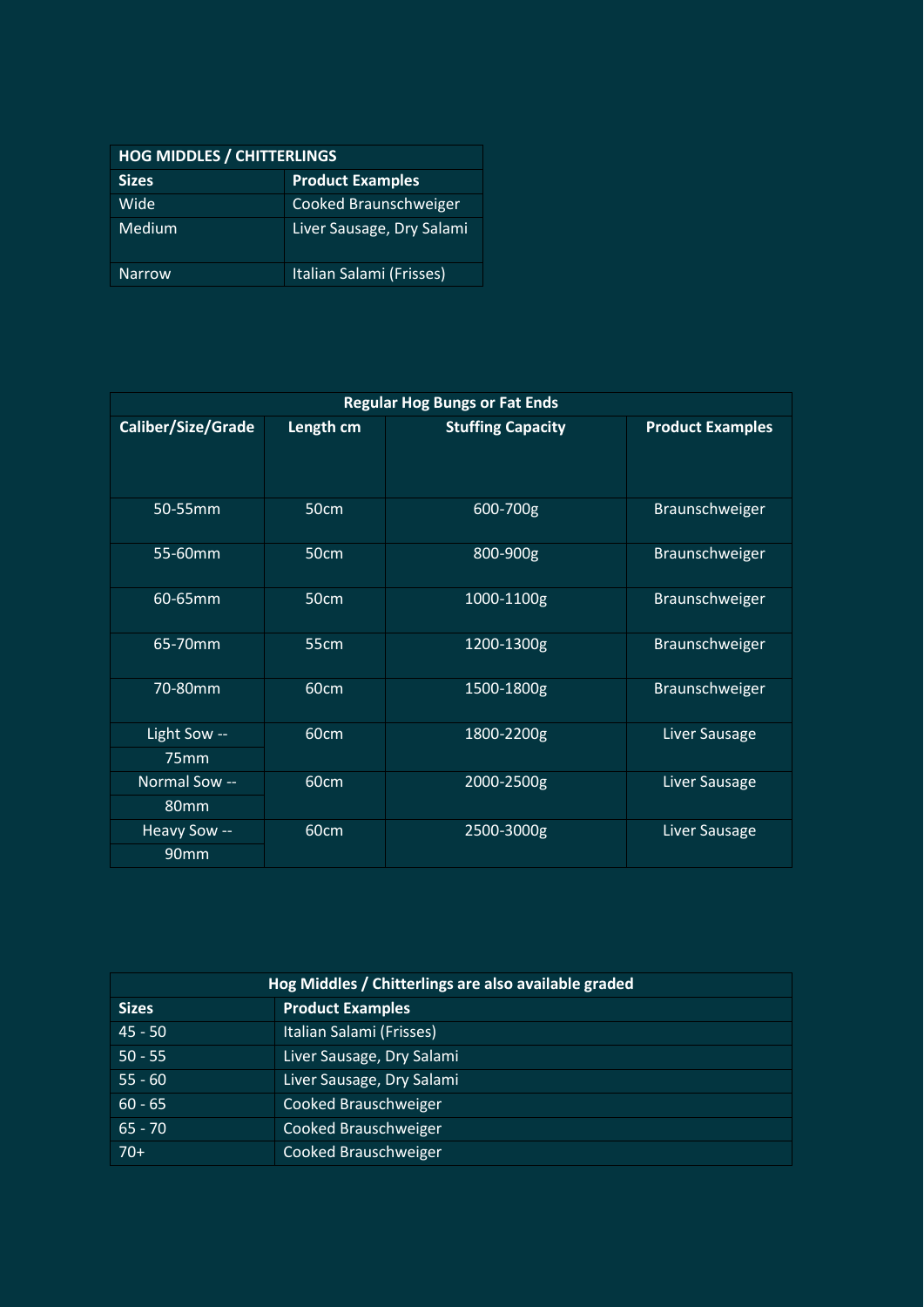| HOG MIDDLES / CHITTERLINGS | |
|---|---|
| **Sizes** | **Product Examples** |
| Wide | Cooked Braunschweiger |
| Medium | Liver Sausage, Dry Salami |
| Narrow | Italian Salami (Frisses) |

| Regular Hog Bungs or Fat Ends | | | |
|---|---|---|---|
| **Caliber/Size/Grade** | **Length cm** | **Stuffing Capacity** | **Product Examples** |
| 50-55mm | 50cm | 600-700g | Braunschweiger |
| 55-60mm | 50cm | 800-900g | Braunschweiger |
| 60-65mm | 50cm | 1000-1100g | Braunschweiger |
| 65-70mm | 55cm | 1200-1300g | Braunschweiger |
| 70-80mm | 60cm | 1500-1800g | Braunschweiger |
| Light Sow -- 75mm | 60cm | 1800-2200g | Liver Sausage |
| Normal Sow -- 80mm | 60cm | 2000-2500g | Liver Sausage |
| Heavy Sow -- 90mm | 60cm | 2500-3000g | Liver Sausage |

| Hog Middles / Chitterlings are also available graded | |
|---|---|
| **Sizes** | **Product Examples** |
| 45 - 50 | Italian Salami (Frisses) |
| 50 - 55 | Liver Sausage, Dry Salami |
| 55 - 60 | Liver Sausage, Dry Salami |
| 60 - 65 | Cooked Brauschweiger |
| 65 - 70 | Cooked Brauschweiger |
| 70+ | Cooked Brauschweiger |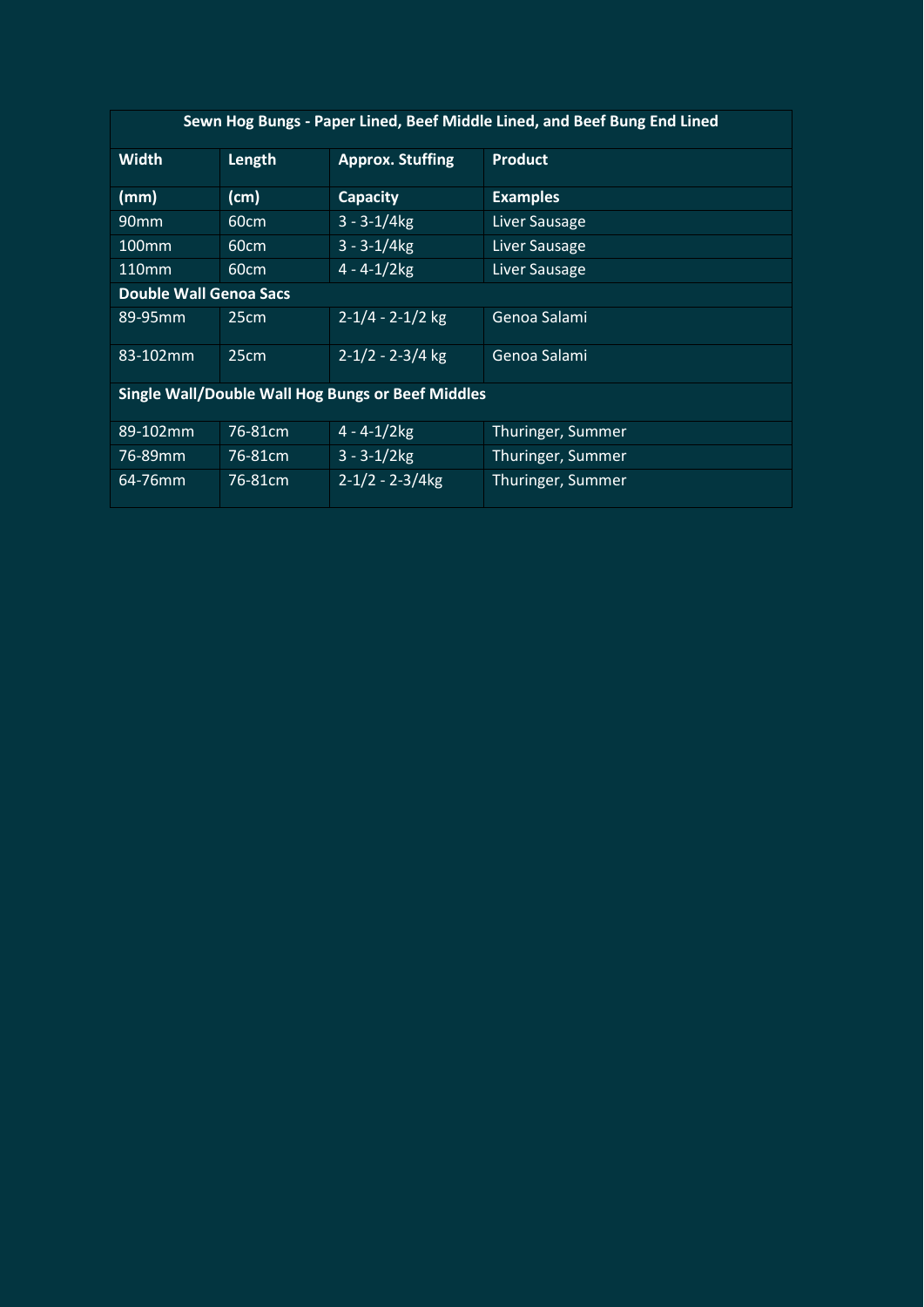| Sewn Hog Bungs - Paper Lined, Beef Middle Lined, and Beef Bung End Lined | | | |
|---|---|---|---|
| **Width** | **Length** | **Approx. Stuffing** | **Product** |
| **(mm)** | **(cm)** | **Capacity** | **Examples** |
| 90mm | 60cm | 3 - 3-1/4kg | Liver Sausage |
| 100mm | 60cm | 3 - 3-1/4kg | Liver Sausage |
| 110mm | 60cm | 4 - 4-1/2kg | Liver Sausage |
| **Double Wall Genoa Sacs** | | | |
| 89-95mm | 25cm | 2-1/4 - 2-1/2 kg | Genoa Salami |
| 83-102mm | 25cm | 2-1/2 - 2-3/4 kg | Genoa Salami |
| **Single Wall/Double Wall Hog Bungs or Beef Middles** | | | |
| 89-102mm | 76-81cm | 4 - 4-1/2kg | Thuringer, Summer |
| 76-89mm | 76-81cm | 3 - 3-1/2kg | Thuringer, Summer |
| 64-76mm | 76-81cm | 2-1/2 - 2-3/4kg | Thuringer, Summer |